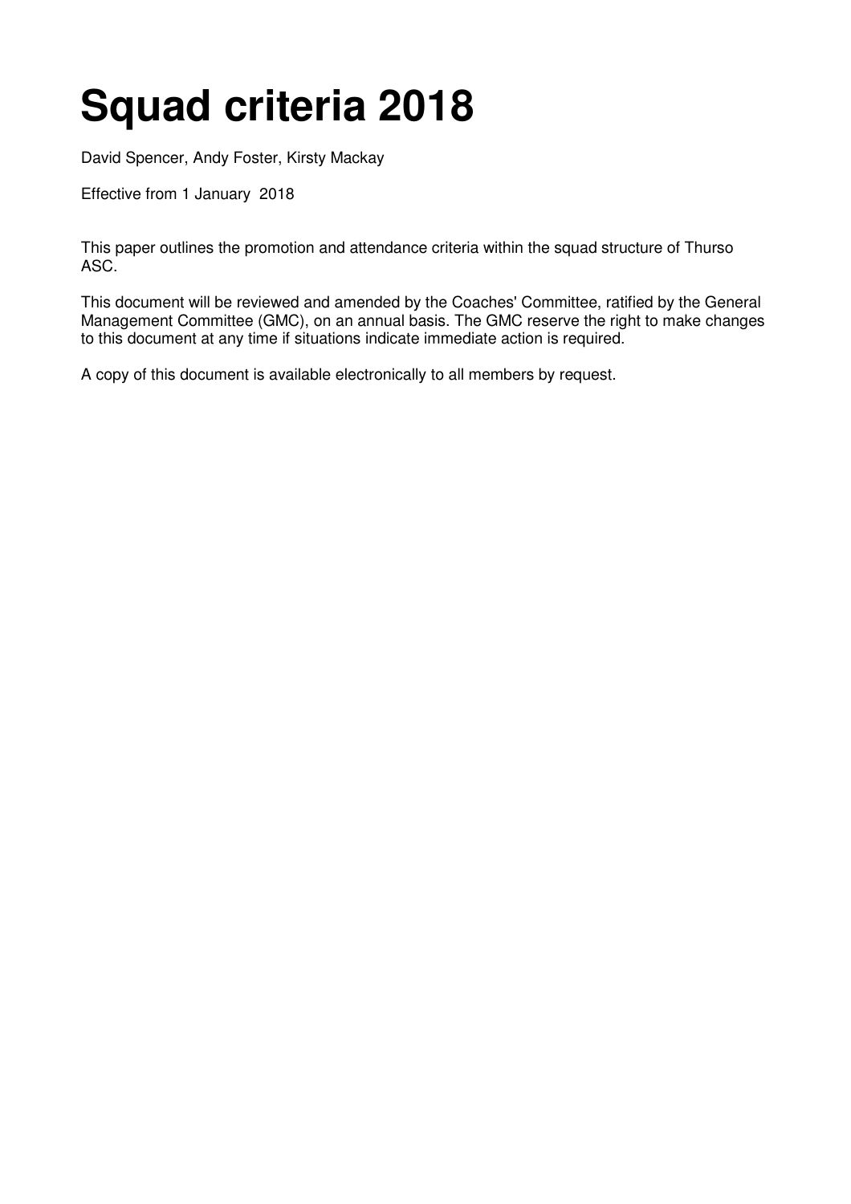# Squad criteria 2018

David Spencer, Andy Foster, Kirsty Mackay

Effective from 1 January 2018

This paper outlines the promotion and attendance criteria within the squad structure of Thurso ASC.

This document will be reviewed and amended by the Coaches' Committee, ratified by the General Management Committee (GMC), on an annual basis. The GMC reserve the right to make changes to this document at any time if situations indicate immediate action is required.

A copy of this document is available electronically to all members by request.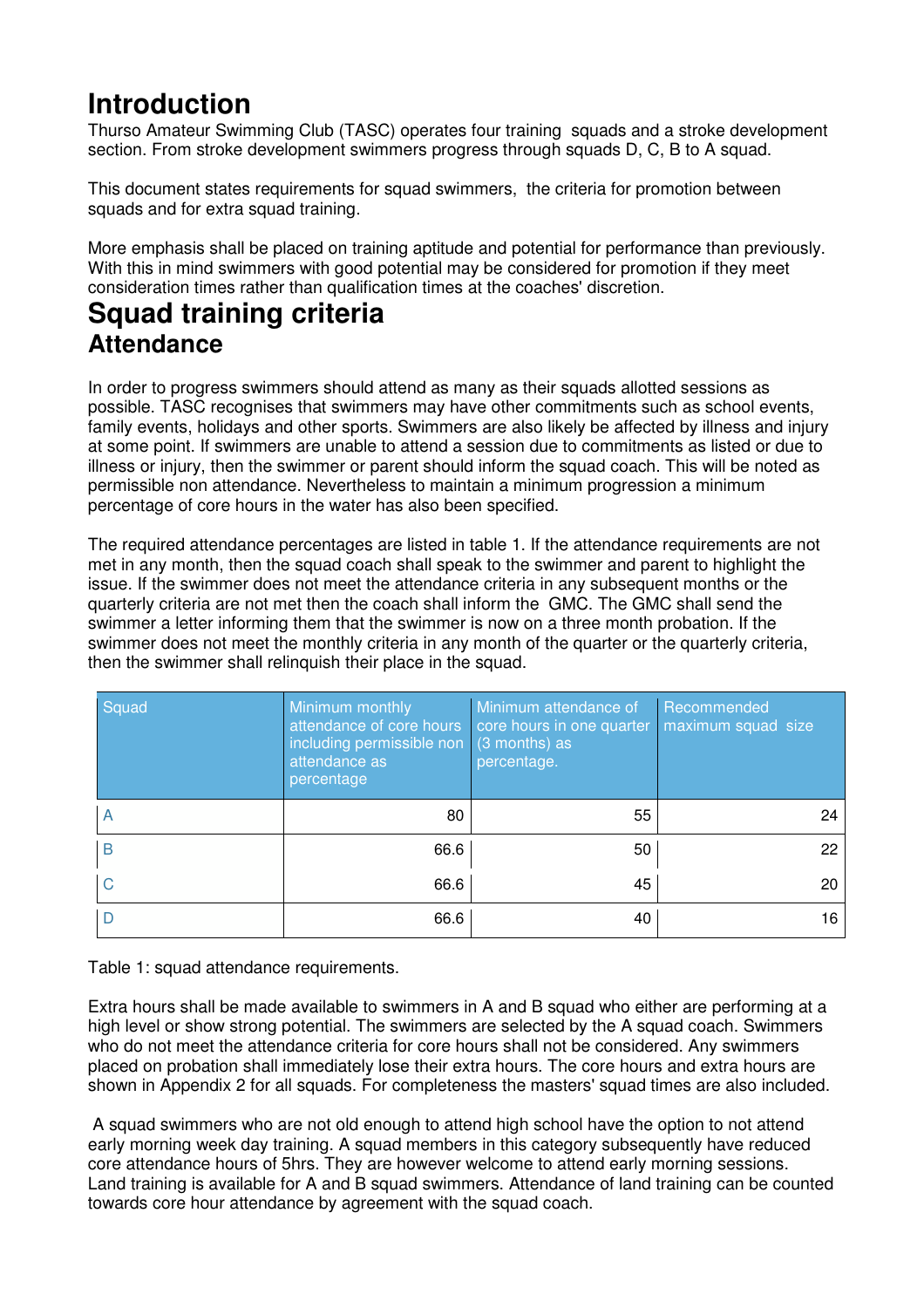# Introduction

Thurso Amateur Swimming Club (TASC) operates four training  squads and a stroke development section. From stroke development swimmers progress through squads D, C, B to A squad.

This document states requirements for squad swimmers,  the criteria for promotion between squads and for extra squad training.

More emphasis shall be placed on training aptitude and potential for performance than previously. With this in mind swimmers with good potential may be considered for promotion if they meet consideration times rather than qualification times at the coaches' discretion.

# Squad training criteria

## Attendance

In order to progress swimmers should attend as many as their squads allotted sessions as possible. TASC recognises that swimmers may have other commitments such as school events, family events, holidays and other sports. Swimmers are also likely be affected by illness and injury at some point. If swimmers are unable to attend a session due to commitments as listed or due to illness or injury, then the swimmer or parent should inform the squad coach. This will be noted as permissible non attendance. Nevertheless to maintain a minimum progression a minimum percentage of core hours in the water has also been specified.

The required attendance percentages are listed in table 1. If the attendance requirements are not met in any month, then the squad coach shall speak to the swimmer and parent to highlight the issue. If the swimmer does not meet the attendance criteria in any subsequent months or the quarterly criteria are not met then the coach shall inform the  GMC. The GMC shall send the swimmer a letter informing them that the swimmer is now on a three month probation. If the swimmer does not meet the monthly criteria in any month of the quarter or the quarterly criteria, then the swimmer shall relinquish their place in the squad.

| Squad | Minimum monthly attendance of core hours including permissible non attendance as percentage | Minimum attendance of core hours in one quarter (3 months) as percentage. | Recommended maximum squad  size |
|---|---|---|---|
| A | 80 | 55 | 24 |
| B | 66.6 | 50 | 22 |
| C | 66.6 | 45 | 20 |
| D | 66.6 | 40 | 16 |

Table 1: squad attendance requirements.

Extra hours shall be made available to swimmers in A and B squad who either are performing at a high level or show strong potential. The swimmers are selected by the A squad coach. Swimmers who do not meet the attendance criteria for core hours shall not be considered. Any swimmers placed on probation shall immediately lose their extra hours. The core hours and extra hours are shown in Appendix 2 for all squads. For completeness the masters' squad times are also included.

A squad swimmers who are not old enough to attend high school have the option to not attend early morning week day training. A squad members in this category subsequently have reduced core attendance hours of 5hrs. They are however welcome to attend early morning sessions. Land training is available for A and B squad swimmers. Attendance of land training can be counted towards core hour attendance by agreement with the squad coach.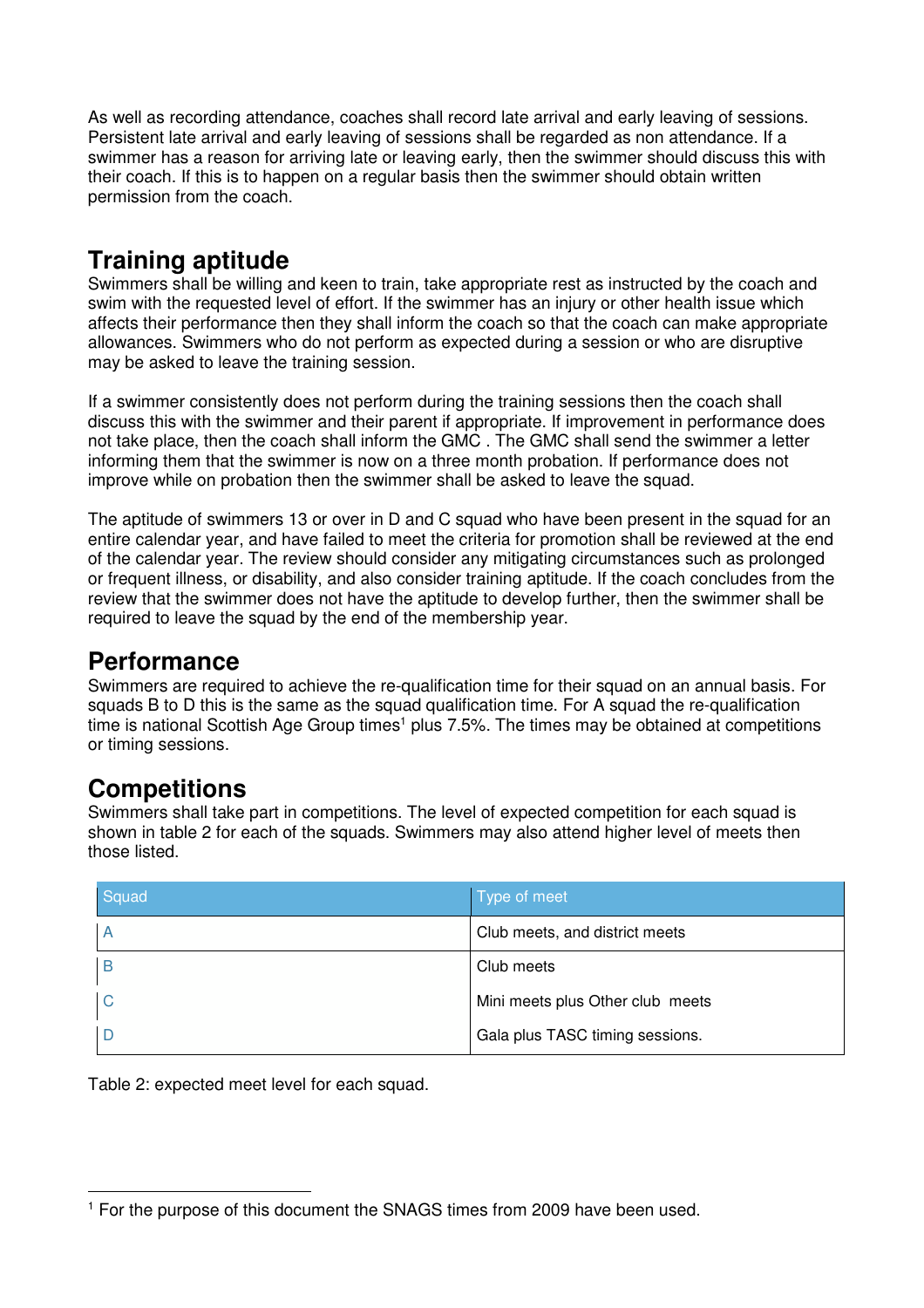As well as recording attendance, coaches shall record late arrival and early leaving of sessions. Persistent late arrival and early leaving of sessions shall be regarded as non attendance. If a swimmer has a reason for arriving late or leaving early, then the swimmer should discuss this with their coach. If this is to happen on a regular basis then the swimmer should obtain written permission from the coach.

## Training aptitude

Swimmers shall be willing and keen to train, take appropriate rest as instructed by the coach and swim with the requested level of effort. If the swimmer has an injury or other health issue which affects their performance then they shall inform the coach so that the coach can make appropriate allowances. Swimmers who do not perform as expected during a session or who are disruptive may be asked to leave the training session.

If a swimmer consistently does not perform during the training sessions then the coach shall discuss this with the swimmer and their parent if appropriate. If improvement in performance does not take place, then the coach shall inform the GMC . The GMC shall send the swimmer a letter informing them that the swimmer is now on a three month probation. If performance does not improve while on probation then the swimmer shall be asked to leave the squad.

The aptitude of swimmers 13 or over in D and C squad who have been present in the squad for an entire calendar year, and have failed to meet the criteria for promotion shall be reviewed at the end of the calendar year. The review should consider any mitigating circumstances such as prolonged or frequent illness, or disability, and also consider training aptitude. If the coach concludes from the review that the swimmer does not have the aptitude to develop further, then the swimmer shall be required to leave the squad by the end of the membership year.

## Performance

Swimmers are required to achieve the re-qualification time for their squad on an annual basis. For squads B to D this is the same as the squad qualification time. For A squad the re-qualification time is national Scottish Age Group times[1] plus 7.5%. The times may be obtained at competitions or timing sessions.

## Competitions

Swimmers shall take part in competitions. The level of expected competition for each squad is shown in table 2 for each of the squads. Swimmers may also attend higher level of meets then those listed.

| Squad | Type of meet |
| --- | --- |
| A | Club meets, and district meets |
| B | Club meets |
| C | Mini meets plus Other club meets |
| D | Gala plus TASC timing sessions. |

Table 2: expected meet level for each squad.

[1] For the purpose of this document the SNAGS times from 2009 have been used.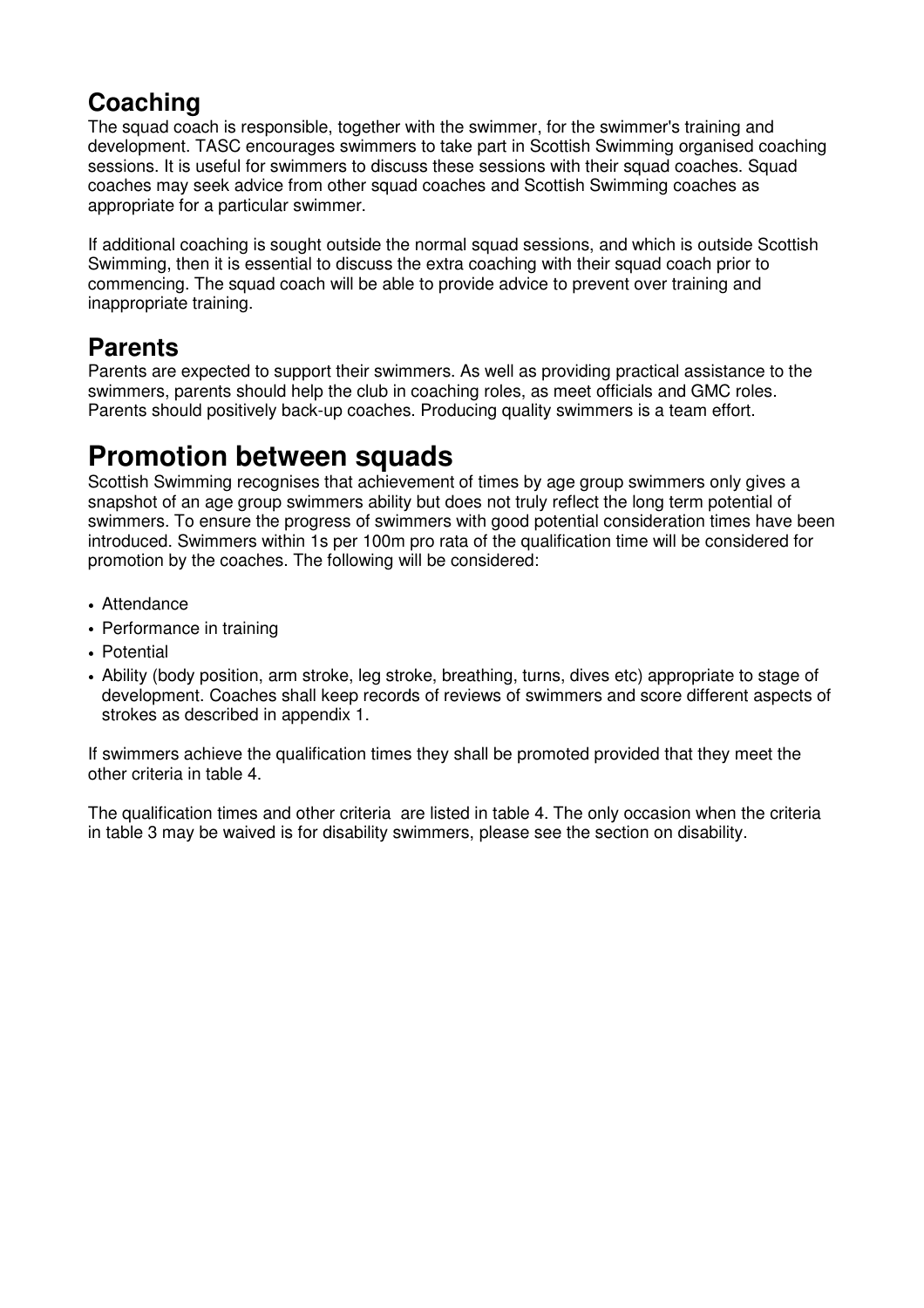## Coaching

The squad coach is responsible, together with the swimmer, for the swimmer's training and development. TASC encourages swimmers to take part in Scottish Swimming organised coaching sessions. It is useful for swimmers to discuss these sessions with their squad coaches. Squad coaches may seek advice from other squad coaches and Scottish Swimming coaches as appropriate for a particular swimmer.

If additional coaching is sought outside the normal squad sessions, and which is outside Scottish Swimming, then it is essential to discuss the extra coaching with their squad coach prior to commencing. The squad coach will be able to provide advice to prevent over training and inappropriate training.

## Parents

Parents are expected to support their swimmers. As well as providing practical assistance to the swimmers, parents should help the club in coaching roles, as meet officials and GMC roles. Parents should positively back-up coaches. Producing quality swimmers is a team effort.

# Promotion between squads

Scottish Swimming recognises that achievement of times by age group swimmers only gives a snapshot of an age group swimmers ability but does not truly reflect the long term potential of swimmers. To ensure the progress of swimmers with good potential consideration times have been introduced. Swimmers within 1s per 100m pro rata of the qualification time will be considered for promotion by the coaches. The following will be considered:

- Attendance
- Performance in training
- Potential
- Ability (body position, arm stroke, leg stroke, breathing, turns, dives etc) appropriate to stage of development. Coaches shall keep records of reviews of swimmers and score different aspects of strokes as described in appendix 1.

If swimmers achieve the qualification times they shall be promoted provided that they meet the other criteria in table 4.

The qualification times and other criteria are listed in table 4. The only occasion when the criteria in table 3 may be waived is for disability swimmers, please see the section on disability.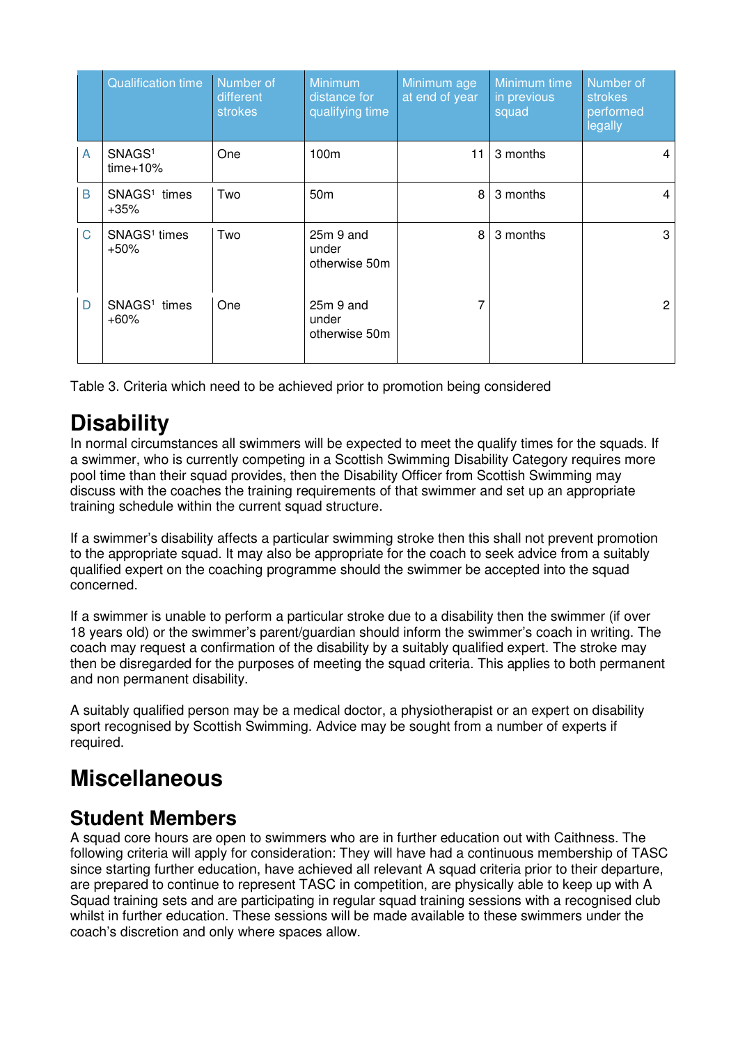| | Qualification time | Number of different strokes | Minimum distance for qualifying time | Minimum age at end of year | Minimum time in previous squad | Number of strokes performed legally |
|---|---|---|---|---|---|---|
| A | SNAGS[1] time+10% | One | 100m | 11 | 3 months | 4 |
| B | SNAGS[1] times +35% | Two | 50m | 8 | 3 months | 4 |
| C | SNAGS[1] times +50% | Two | 25m 9 and under otherwise 50m | 8 | 3 months | 3 |
| D | SNAGS[1] times +60% | One | 25m 9 and under otherwise 50m | 7 | | 2 |

Table 3. Criteria which need to be achieved prior to promotion being considered

# Disability

In normal circumstances all swimmers will be expected to meet the qualify times for the squads. If a swimmer, who is currently competing in a Scottish Swimming Disability Category requires more pool time than their squad provides, then the Disability Officer from Scottish Swimming may discuss with the coaches the training requirements of that swimmer and set up an appropriate training schedule within the current squad structure.

If a swimmer's disability affects a particular swimming stroke then this shall not prevent promotion to the appropriate squad. It may also be appropriate for the coach to seek advice from a suitably qualified expert on the coaching programme should the swimmer be accepted into the squad concerned.

If a swimmer is unable to perform a particular stroke due to a disability then the swimmer (if over 18 years old) or the swimmer's parent/guardian should inform the swimmer's coach in writing. The coach may request a confirmation of the disability by a suitably qualified expert. The stroke may then be disregarded for the purposes of meeting the squad criteria. This applies to both permanent and non permanent disability.

A suitably qualified person may be a medical doctor, a physiotherapist or an expert on disability sport recognised by Scottish Swimming. Advice may be sought from a number of experts if required.

# Miscellaneous

## Student Members

A squad core hours are open to swimmers who are in further education out with Caithness. The following criteria will apply for consideration: They will have had a continuous membership of TASC since starting further education, have achieved all relevant A squad criteria prior to their departure, are prepared to continue to represent TASC in competition, are physically able to keep up with A Squad training sets and are participating in regular squad training sessions with a recognised club whilst in further education. These sessions will be made available to these swimmers under the coach's discretion and only where spaces allow.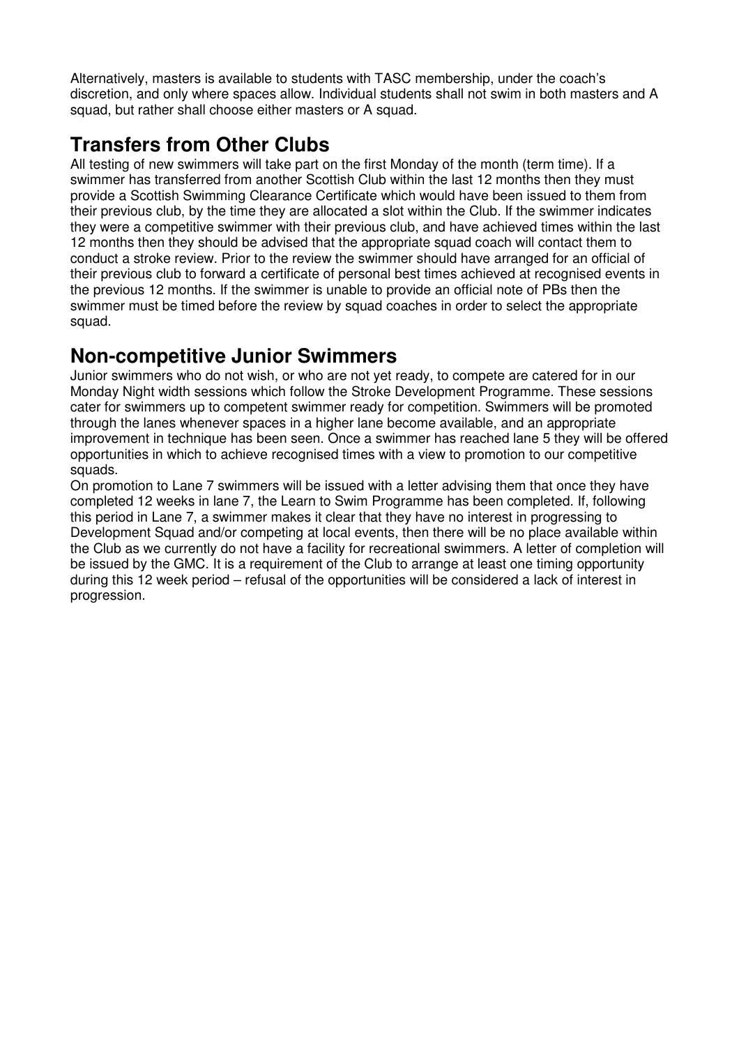Alternatively, masters is available to students with TASC membership, under the coach's discretion, and only where spaces allow. Individual students shall not swim in both masters and A squad, but rather shall choose either masters or A squad.

## Transfers from Other Clubs

All testing of new swimmers will take part on the first Monday of the month (term time). If a swimmer has transferred from another Scottish Club within the last 12 months then they must provide a Scottish Swimming Clearance Certificate which would have been issued to them from their previous club, by the time they are allocated a slot within the Club. If the swimmer indicates they were a competitive swimmer with their previous club, and have achieved times within the last 12 months then they should be advised that the appropriate squad coach will contact them to conduct a stroke review. Prior to the review the swimmer should have arranged for an official of their previous club to forward a certificate of personal best times achieved at recognised events in the previous 12 months. If the swimmer is unable to provide an official note of PBs then the swimmer must be timed before the review by squad coaches in order to select the appropriate squad.

## Non-competitive Junior Swimmers

Junior swimmers who do not wish, or who are not yet ready, to compete are catered for in our Monday Night width sessions which follow the Stroke Development Programme. These sessions cater for swimmers up to competent swimmer ready for competition. Swimmers will be promoted through the lanes whenever spaces in a higher lane become available, and an appropriate improvement in technique has been seen. Once a swimmer has reached lane 5 they will be offered opportunities in which to achieve recognised times with a view to promotion to our competitive squads.

On promotion to Lane 7 swimmers will be issued with a letter advising them that once they have completed 12 weeks in lane 7, the Learn to Swim Programme has been completed. If, following this period in Lane 7, a swimmer makes it clear that they have no interest in progressing to Development Squad and/or competing at local events, then there will be no place available within the Club as we currently do not have a facility for recreational swimmers. A letter of completion will be issued by the GMC. It is a requirement of the Club to arrange at least one timing opportunity during this 12 week period – refusal of the opportunities will be considered a lack of interest in progression.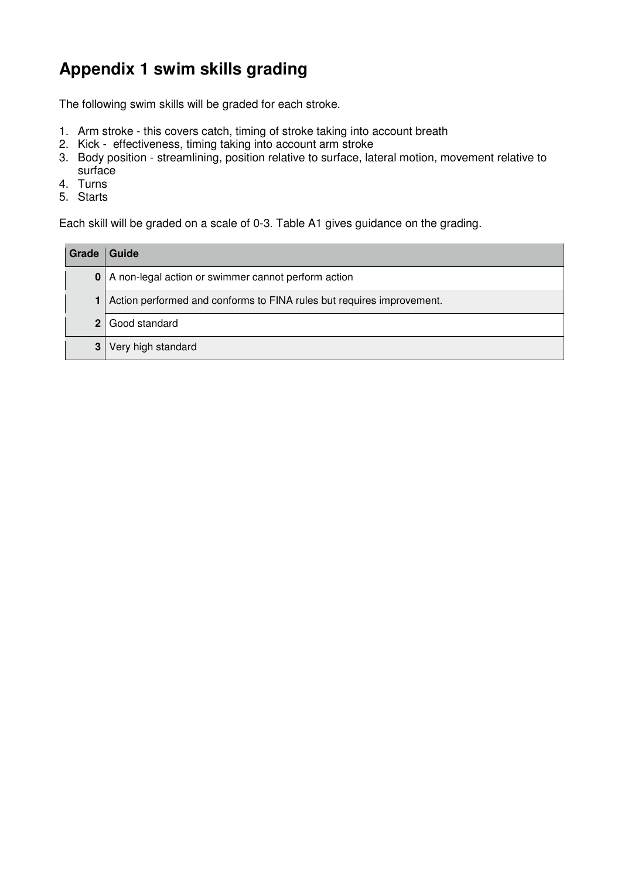# Appendix 1 swim skills grading

The following swim skills will be graded for each stroke.

1. Arm stroke - this covers catch, timing of stroke taking into account breath
2. Kick - effectiveness, timing taking into account arm stroke
3. Body position - streamlining, position relative to surface, lateral motion, movement relative to surface
4. Turns
5. Starts

Each skill will be graded on a scale of 0-3. Table A1 gives guidance on the grading.

| Grade | Guide |
|---|---|
| **0** | A non-legal action or swimmer cannot perform action |
| **1** | Action performed and conforms to FINA rules but requires improvement. |
| **2** | Good standard |
| **3** | Very high standard |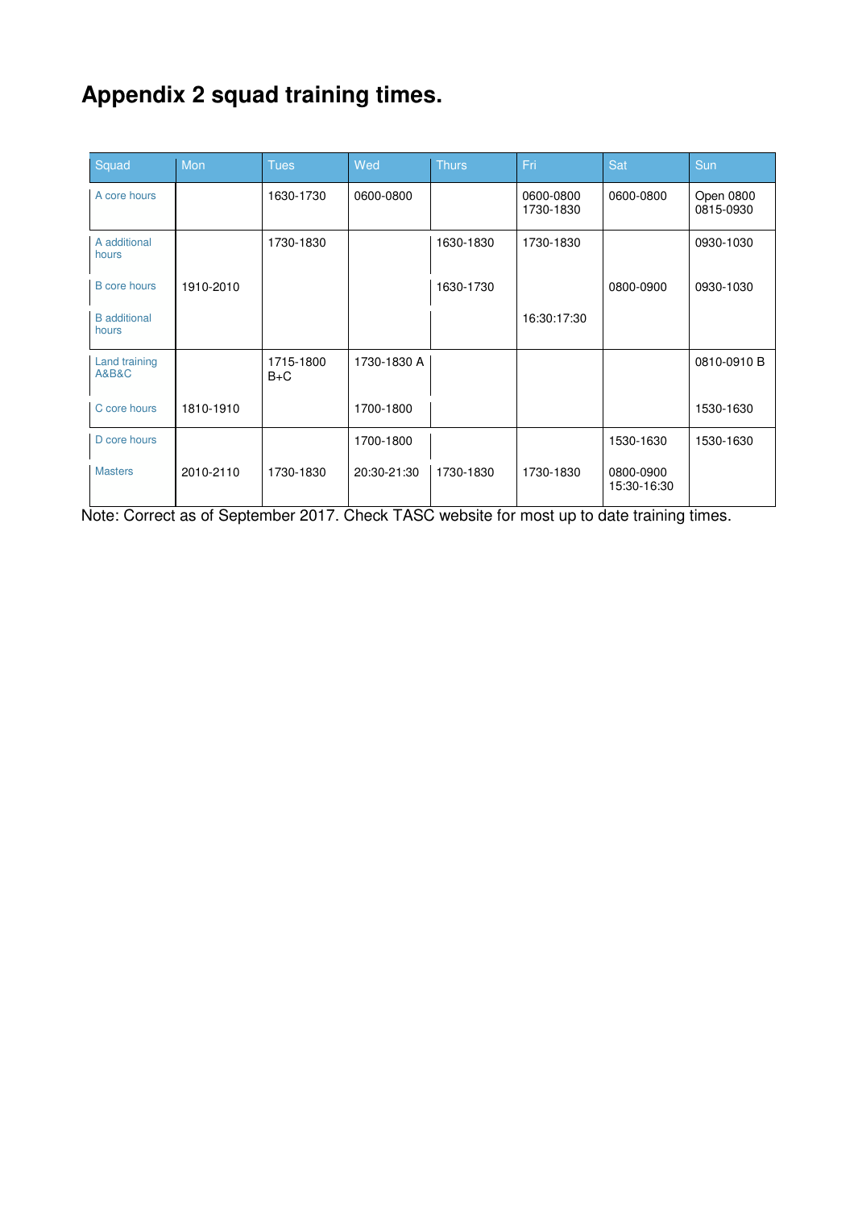# Appendix 2 squad training times.

| Squad | Mon | Tues | Wed | Thurs | Fri | Sat | Sun |
|---|---|---|---|---|---|---|---|
| A core hours | | 1630-1730 | 0600-0800 | | 0600-0800<br>1730-1830 | 0600-0800 | Open 0800<br>0815-0930 |
| A additional hours | | 1730-1830 | | 1630-1830 | 1730-1830 | | 0930-1030 |
| B core hours | 1910-2010 | | | 1630-1730 | | 0800-0900 | 0930-1030 |
| B additional hours | | | | | 16:30:17:30 | | |
| Land training A&B&C | | 1715-1800 B+C | 1730-1830 A | | | | 0810-0910 B |
| C core hours | 1810-1910 | | 1700-1800 | | | | 1530-1630 |
| D core hours | | | 1700-1800 | | | 1530-1630 | 1530-1630 |
| Masters | 2010-2110 | 1730-1830 | 20:30-21:30 | 1730-1830 | 1730-1830 | 0800-0900<br>15:30-16:30 | |

Note: Correct as of September 2017. Check TASC website for most up to date training times.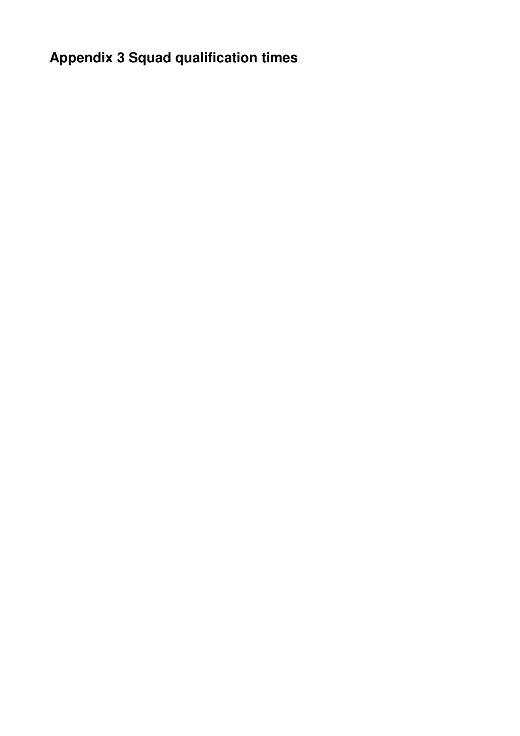# Appendix 3 Squad qualification times